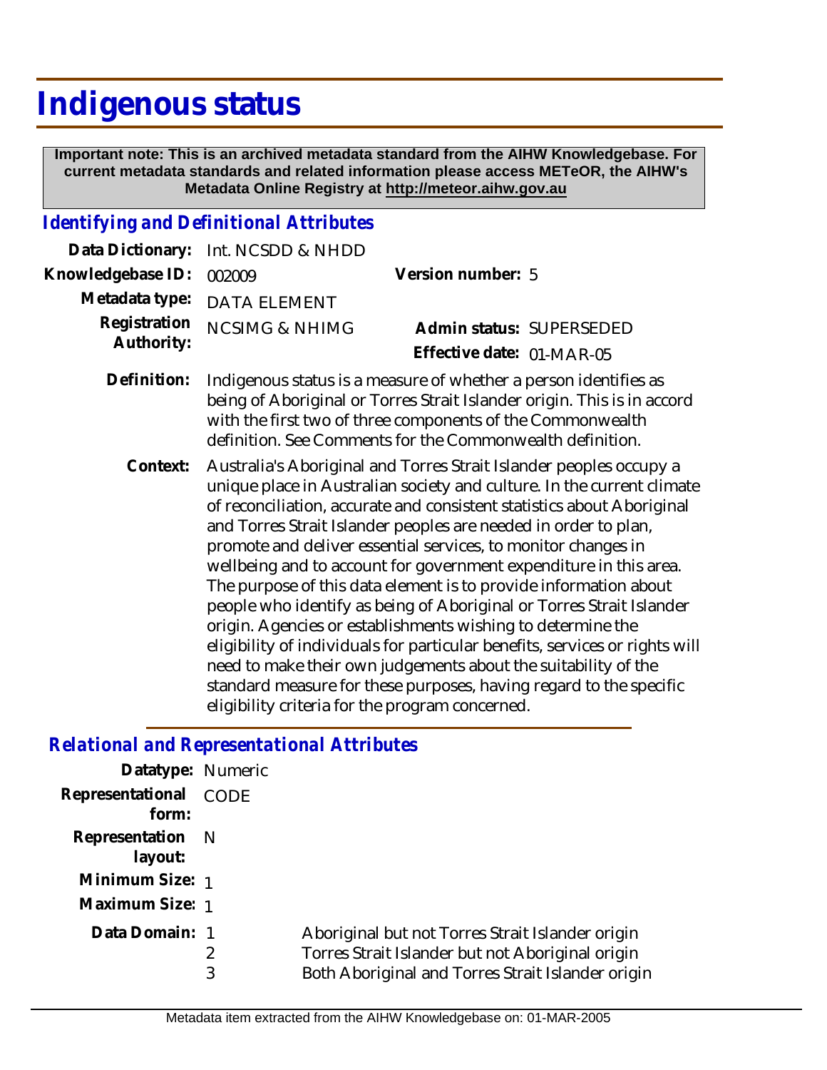# Indigenous status

**Important note: This is an archived metadata standard from the AIHW Knowledgebase. For current metadata standards and related information please access METeOR, the AIHW's Metadata Online Registry at http://meteor.aihw.gov.au**

## *Identifying and Definitional Attributes*

| | | | |
|---|---|---|---|
| **Data Dictionary:** | Int. NCSDD & NHDD | | |
| **Knowledgebase ID:** | 002009 | **Version number:** | 5 |
| **Metadata type:** | DATA ELEMENT | | |
| **Registration Authority:** | NCSIMG & NHIMG | **Admin status:** | SUPERSEDED |
| | | **Effective date:** | 01-MAR-05 |

**Definition:** Indigenous status is a measure of whether a person identifies as being of Aboriginal or Torres Strait Islander origin. This is in accord with the first two of three components of the Commonwealth definition. See Comments for the Commonwealth definition.

**Context:** Australia's Aboriginal and Torres Strait Islander peoples occupy a unique place in Australian society and culture. In the current climate of reconciliation, accurate and consistent statistics about Aboriginal and Torres Strait Islander peoples are needed in order to plan, promote and deliver essential services, to monitor changes in wellbeing and to account for government expenditure in this area. The purpose of this data element is to provide information about people who identify as being of Aboriginal or Torres Strait Islander origin. Agencies or establishments wishing to determine the eligibility of individuals for particular benefits, services or rights will need to make their own judgements about the suitability of the standard measure for these purposes, having regard to the specific eligibility criteria for the program concerned.

## *Relational and Representational Attributes*

**Datatype:** Numeric

**Representational form:** CODE

**Representation layout:** N

**Minimum Size:** 1

**Maximum Size:** 1

**Data Domain:**

| | |
|---|---|
| 1 | Aboriginal but not Torres Strait Islander origin |
| 2 | Torres Strait Islander but not Aboriginal origin |
| 3 | Both Aboriginal and Torres Strait Islander origin |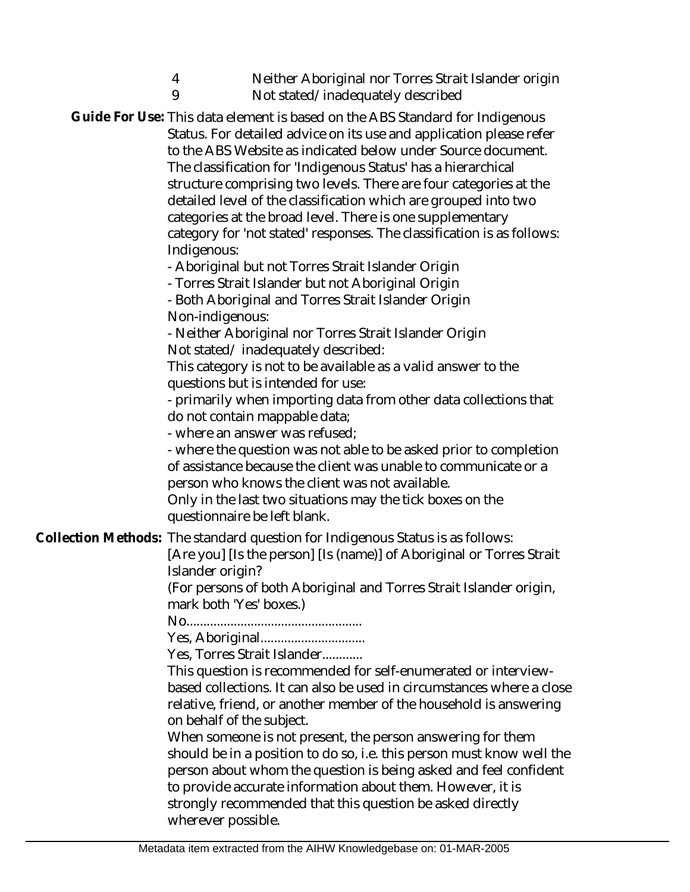| | |
|---|---|
| 4 | Neither Aboriginal nor Torres Strait Islander origin |
| 9 | Not stated/inadequately described |

**Guide For Use:** This data element is based on the ABS Standard for Indigenous Status. For detailed advice on its use and application please refer to the ABS Website as indicated below under Source document. The classification for 'Indigenous Status' has a hierarchical structure comprising two levels. There are four categories at the detailed level of the classification which are grouped into two categories at the broad level. There is one supplementary category for 'not stated' responses. The classification is as follows:

Indigenous:

- Aboriginal but not Torres Strait Islander Origin
- Torres Strait Islander but not Aboriginal Origin
- Both Aboriginal and Torres Strait Islander Origin

Non-indigenous:

- Neither Aboriginal nor Torres Strait Islander Origin

Not stated/ inadequately described:

This category is not to be available as a valid answer to the questions but is intended for use:

- primarily when importing data from other data collections that do not contain mappable data;
- where an answer was refused;
- where the question was not able to be asked prior to completion of assistance because the client was unable to communicate or a person who knows the client was not available.

Only in the last two situations may the tick boxes on the questionnaire be left blank.

**Collection Methods:** The standard question for Indigenous Status is as follows:

[Are you] [Is the person] [Is (name)] of Aboriginal or Torres Strait Islander origin?

(For persons of both Aboriginal and Torres Strait Islander origin, mark both 'Yes' boxes.)

No....................................................

Yes, Aboriginal...............................

Yes, Torres Strait Islander............

This question is recommended for self-enumerated or interview-based collections. It can also be used in circumstances where a close relative, friend, or another member of the household is answering on behalf of the subject.

When someone is not present, the person answering for them should be in a position to do so, i.e. this person must know well the person about whom the question is being asked and feel confident to provide accurate information about them. However, it is strongly recommended that this question be asked directly wherever possible.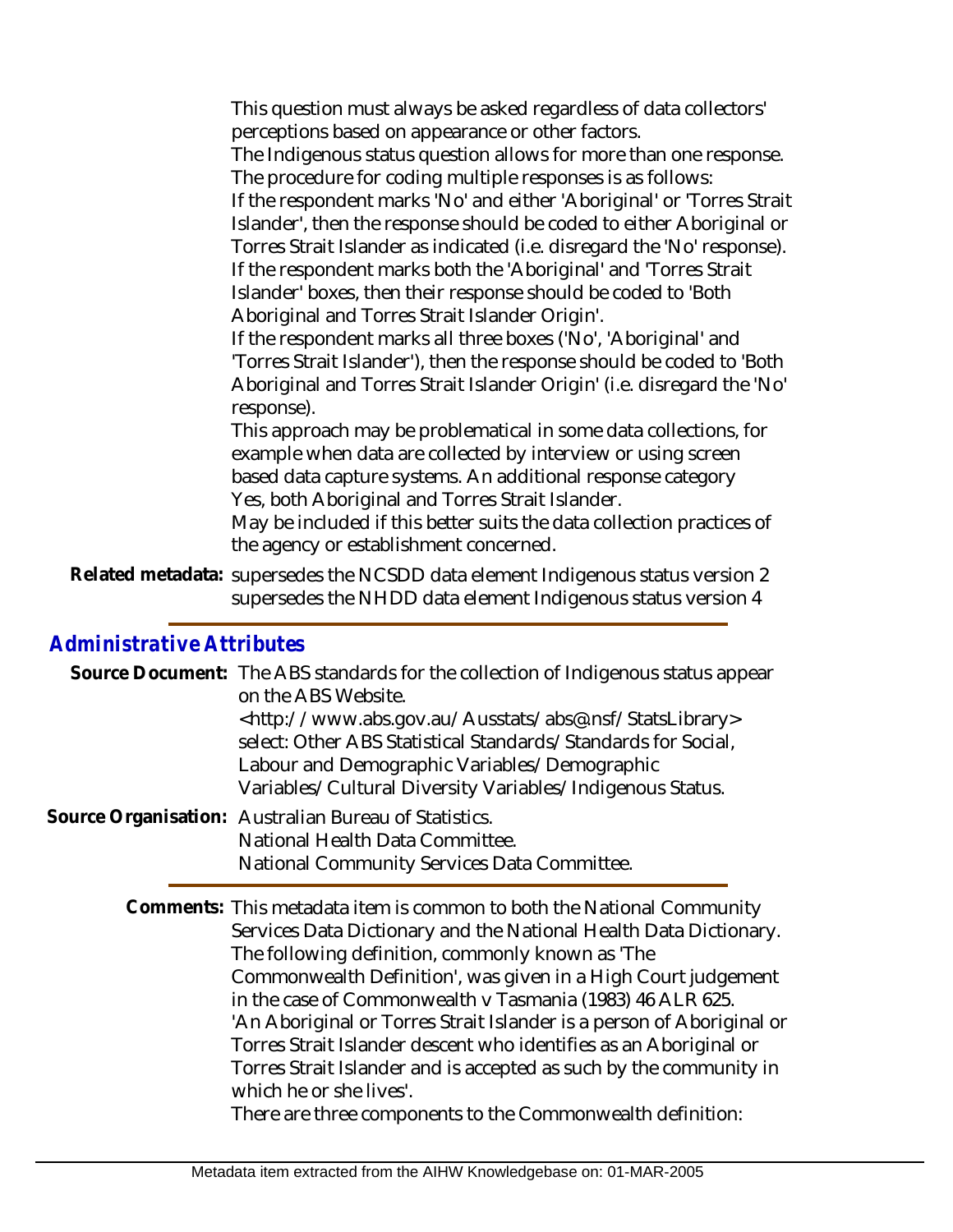This question must always be asked regardless of data collectors' perceptions based on appearance or other factors.
The Indigenous status question allows for more than one response. The procedure for coding multiple responses is as follows:
If the respondent marks 'No' and either 'Aboriginal' or 'Torres Strait Islander', then the response should be coded to either Aboriginal or Torres Strait Islander as indicated (i.e. disregard the 'No' response).
If the respondent marks both the 'Aboriginal' and 'Torres Strait Islander' boxes, then their response should be coded to 'Both Aboriginal and Torres Strait Islander Origin'.
If the respondent marks all three boxes ('No', 'Aboriginal' and 'Torres Strait Islander'), then the response should be coded to 'Both Aboriginal and Torres Strait Islander Origin' (i.e. disregard the 'No' response).
This approach may be problematical in some data collections, for example when data are collected by interview or using screen based data capture systems. An additional response category Yes, both Aboriginal and Torres Strait Islander.
May be included if this better suits the data collection practices of the agency or establishment concerned.

**Related metadata:** supersedes the NCSDD data element Indigenous status version 2
supersedes the NHDD data element Indigenous status version 4

## *Administrative Attributes*

**Source Document:** The ABS standards for the collection of Indigenous status appear on the ABS Website.
<http://www.abs.gov.au/Ausstats/abs@.nsf/StatsLibrary>
select: Other ABS Statistical Standards/Standards for Social, Labour and Demographic Variables/Demographic Variables/Cultural Diversity Variables/Indigenous Status.

**Source Organisation:** Australian Bureau of Statistics.
National Health Data Committee.
National Community Services Data Committee.

**Comments:** This metadata item is common to both the National Community Services Data Dictionary and the National Health Data Dictionary.
The following definition, commonly known as 'The Commonwealth Definition', was given in a High Court judgement in the case of Commonwealth v Tasmania (1983) 46 ALR 625.
'An Aboriginal or Torres Strait Islander is a person of Aboriginal or Torres Strait Islander descent who identifies as an Aboriginal or Torres Strait Islander and is accepted as such by the community in which he or she lives'.
There are three components to the Commonwealth definition: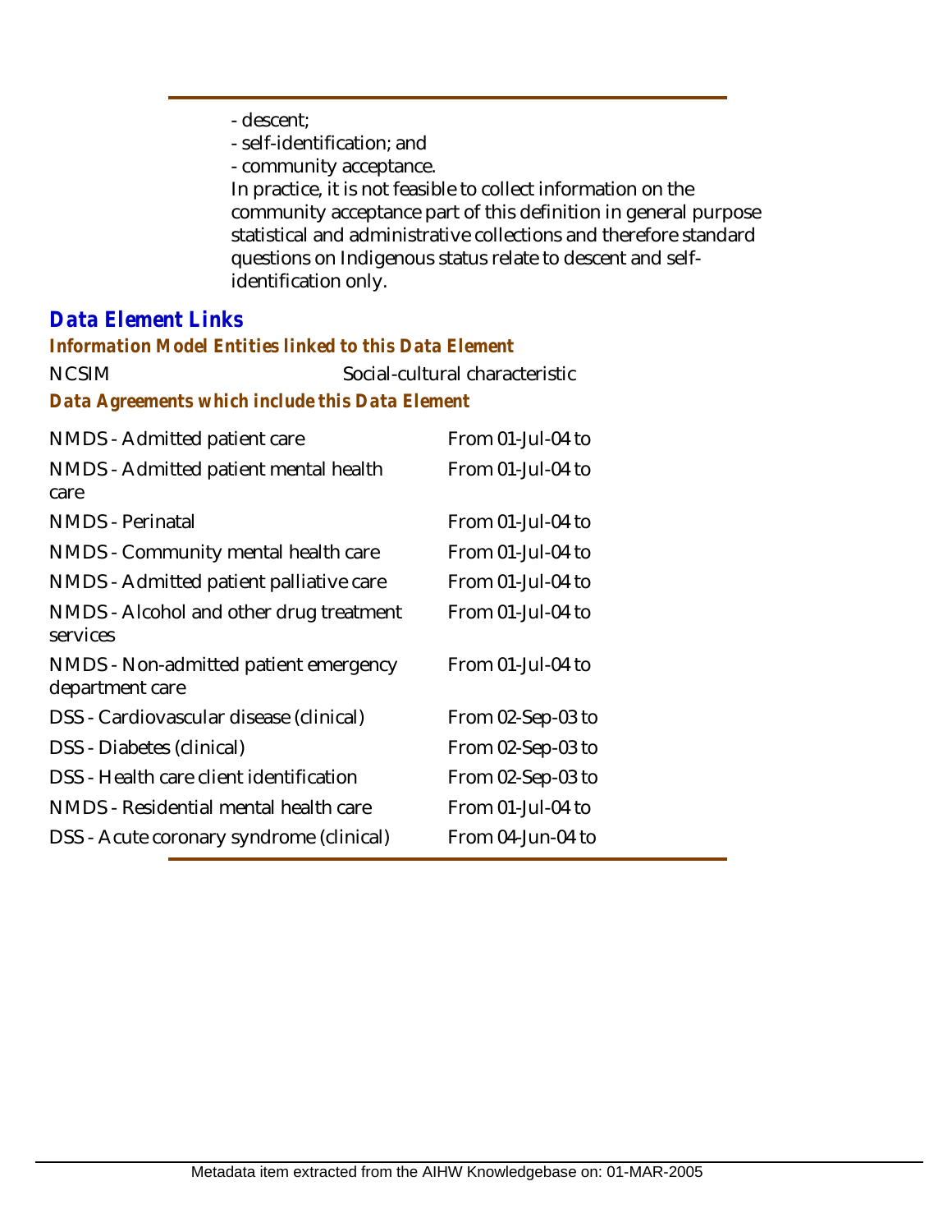- descent;
- self-identification; and
- community acceptance.

In practice, it is not feasible to collect information on the community acceptance part of this definition in general purpose statistical and administrative collections and therefore standard questions on Indigenous status relate to descent and self-identification only.

## Data Element Links

### Information Model Entities linked to this Data Element

| | |
|---|---|
| NCSIM | Social-cultural characteristic |

### Data Agreements which include this Data Element

| | |
|---|---|
| NMDS - Admitted patient care | From 01-Jul-04 to |
| NMDS - Admitted patient mental health care | From 01-Jul-04 to |
| NMDS - Perinatal | From 01-Jul-04 to |
| NMDS - Community mental health care | From 01-Jul-04 to |
| NMDS - Admitted patient palliative care | From 01-Jul-04 to |
| NMDS - Alcohol and other drug treatment services | From 01-Jul-04 to |
| NMDS - Non-admitted patient emergency department care | From 01-Jul-04 to |
| DSS - Cardiovascular disease (clinical) | From 02-Sep-03 to |
| DSS - Diabetes (clinical) | From 02-Sep-03 to |
| DSS - Health care client identification | From 02-Sep-03 to |
| NMDS - Residential mental health care | From 01-Jul-04 to |
| DSS - Acute coronary syndrome (clinical) | From 04-Jun-04 to |

Metadata item extracted from the AIHW Knowledgebase on: 01-MAR-2005